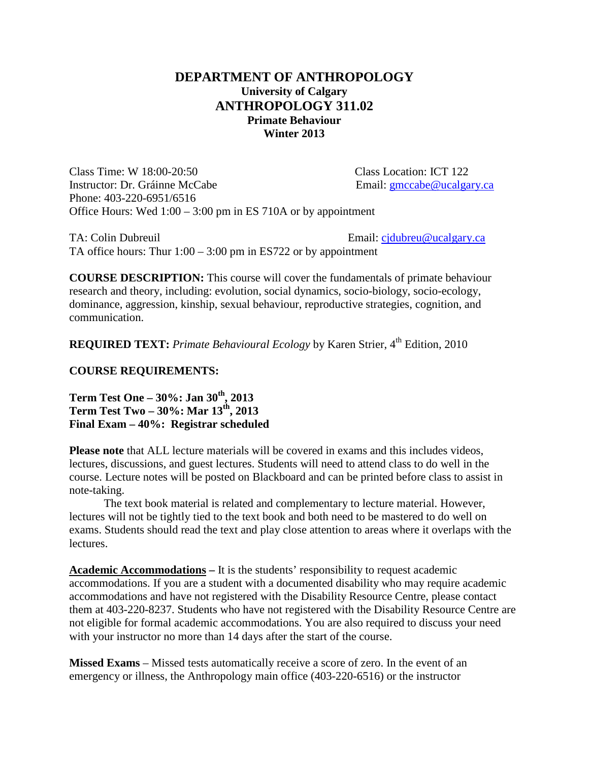# DEPARTMENT OF ANTHROPOLOGY

**University of Calgary**

## ANTHROPOLOGY 311.02

**Primate Behaviour**

**Winter 2013**

Class Time: W 18:00-20:50
Class Location: ICT 122
Instructor: Dr. Gráinne McCabe
Email: gmccabe@ucalgary.ca
Phone: 403-220-6951/6516
Office Hours: Wed 1:00 – 3:00 pm in ES 710A or by appointment

TA: Colin Dubreuil
Email: cjdubreu@ucalgary.ca
TA office hours: Thur 1:00 – 3:00 pm in ES722 or by appointment

**COURSE DESCRIPTION:** This course will cover the fundamentals of primate behaviour research and theory, including: evolution, social dynamics, socio-biology, socio-ecology, dominance, aggression, kinship, sexual behaviour, reproductive strategies, cognition, and communication.

**REQUIRED TEXT:** *Primate Behavioural Ecology* by Karen Strier, 4th Edition, 2010

**COURSE REQUIREMENTS:**

**Term Test One – 30%: Jan 30th, 2013**
**Term Test Two – 30%: Mar 13th, 2013**
**Final Exam – 40%: Registrar scheduled**

**Please note** that ALL lecture materials will be covered in exams and this includes videos, lectures, discussions, and guest lectures. Students will need to attend class to do well in the course. Lecture notes will be posted on Blackboard and can be printed before class to assist in note-taking.

The text book material is related and complementary to lecture material. However, lectures will not be tightly tied to the text book and both need to be mastered to do well on exams. Students should read the text and play close attention to areas where it overlaps with the lectures.

**Academic Accommodations** – It is the students' responsibility to request academic accommodations. If you are a student with a documented disability who may require academic accommodations and have not registered with the Disability Resource Centre, please contact them at 403-220-8237. Students who have not registered with the Disability Resource Centre are not eligible for formal academic accommodations. You are also required to discuss your need with your instructor no more than 14 days after the start of the course.

**Missed Exams** – Missed tests automatically receive a score of zero. In the event of an emergency or illness, the Anthropology main office (403-220-6516) or the instructor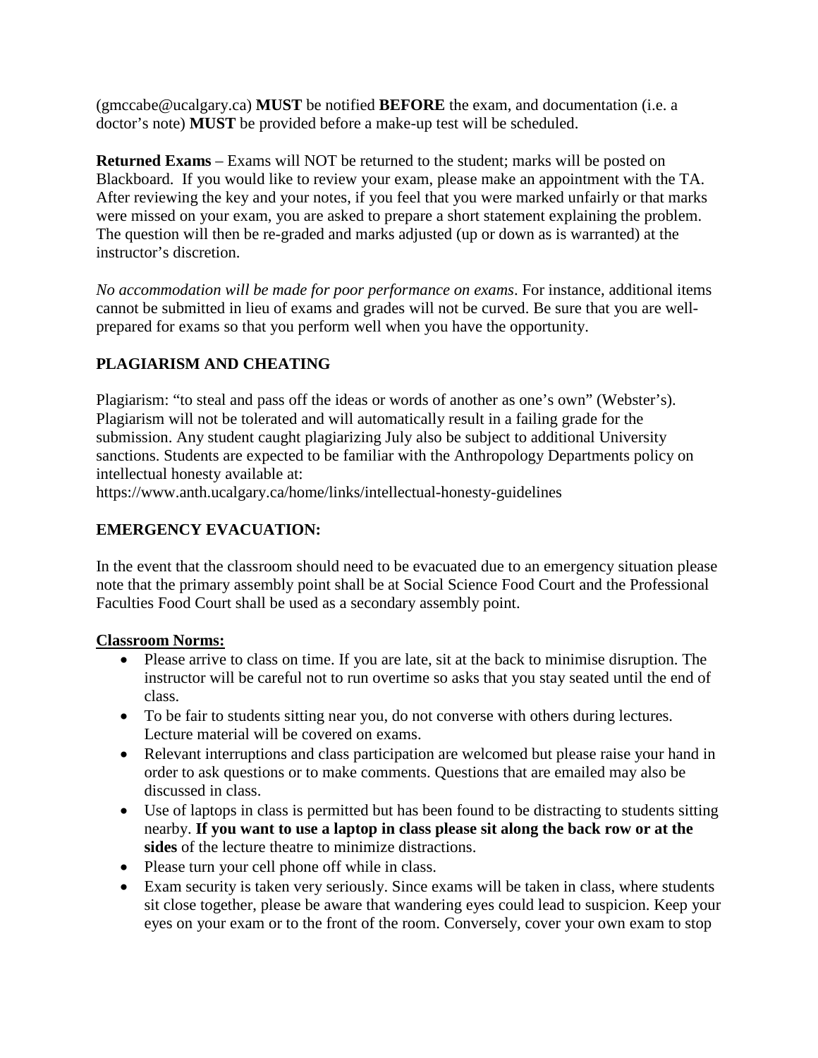(gmccabe@ucalgary.ca) **MUST** be notified **BEFORE** the exam, and documentation (i.e. a doctor's note) **MUST** be provided before a make-up test will be scheduled.

**Returned Exams** – Exams will NOT be returned to the student; marks will be posted on Blackboard. If you would like to review your exam, please make an appointment with the TA. After reviewing the key and your notes, if you feel that you were marked unfairly or that marks were missed on your exam, you are asked to prepare a short statement explaining the problem. The question will then be re-graded and marks adjusted (up or down as is warranted) at the instructor's discretion.

*No accommodation will be made for poor performance on exams*. For instance, additional items cannot be submitted in lieu of exams and grades will not be curved. Be sure that you are well-prepared for exams so that you perform well when you have the opportunity.

## PLAGIARISM AND CHEATING

Plagiarism: "to steal and pass off the ideas or words of another as one's own" (Webster's). Plagiarism will not be tolerated and will automatically result in a failing grade for the submission. Any student caught plagiarizing July also be subject to additional University sanctions. Students are expected to be familiar with the Anthropology Departments policy on intellectual honesty available at:
https://www.anth.ucalgary.ca/home/links/intellectual-honesty-guidelines

## EMERGENCY EVACUATION:

In the event that the classroom should need to be evacuated due to an emergency situation please note that the primary assembly point shall be at Social Science Food Court and the Professional Faculties Food Court shall be used as a secondary assembly point.

**Classroom Norms:**

- Please arrive to class on time. If you are late, sit at the back to minimise disruption. The instructor will be careful not to run overtime so asks that you stay seated until the end of class.
- To be fair to students sitting near you, do not converse with others during lectures. Lecture material will be covered on exams.
- Relevant interruptions and class participation are welcomed but please raise your hand in order to ask questions or to make comments. Questions that are emailed may also be discussed in class.
- Use of laptops in class is permitted but has been found to be distracting to students sitting nearby. **If you want to use a laptop in class please sit along the back row or at the sides** of the lecture theatre to minimize distractions.
- Please turn your cell phone off while in class.
- Exam security is taken very seriously. Since exams will be taken in class, where students sit close together, please be aware that wandering eyes could lead to suspicion. Keep your eyes on your exam or to the front of the room. Conversely, cover your own exam to stop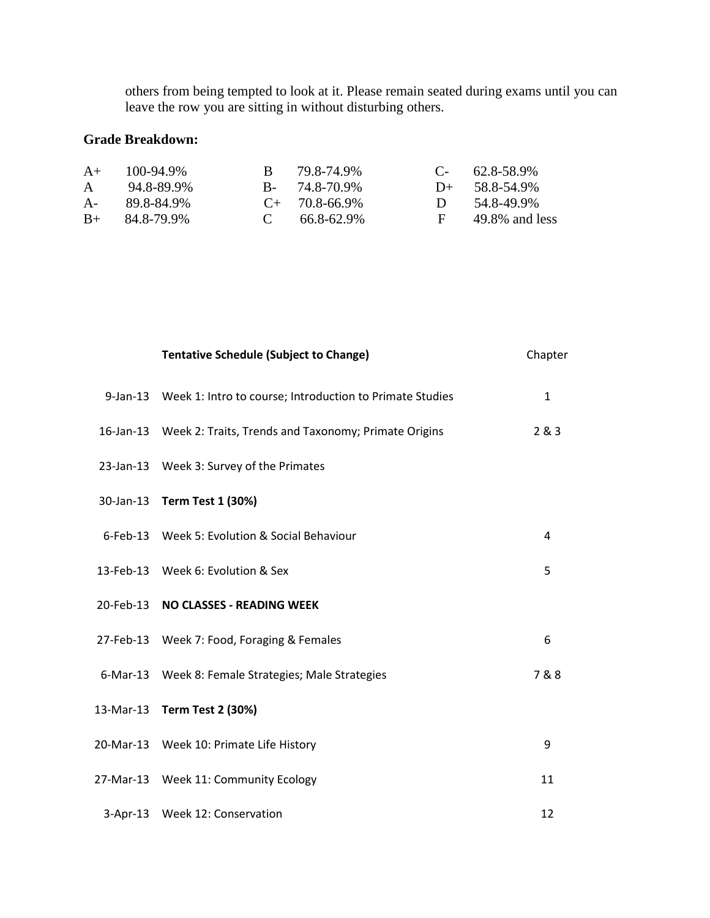others from being tempted to look at it. Please remain seated during exams until you can leave the row you are sitting in without disturbing others.

**Grade Breakdown:**

| | | | | | |
|---|---|---|---|---|---|
| A+ | 100-94.9% | B | 79.8-74.9% | C- | 62.8-58.9% |
| A | 94.8-89.9% | B- | 74.8-70.9% | D+ | 58.8-54.9% |
| A- | 89.8-84.9% | C+ | 70.8-66.9% | D | 54.8-49.9% |
| B+ | 84.8-79.9% | C | 66.8-62.9% | F | 49.8% and less |

| | **Tentative Schedule (Subject to Change)** | Chapter |
|---|---|---|
| 9-Jan-13 | Week 1: Intro to course; Introduction to Primate Studies | 1 |
| 16-Jan-13 | Week 2: Traits, Trends and Taxonomy; Primate Origins | 2 & 3 |
| 23-Jan-13 | Week 3: Survey of the Primates | |
| 30-Jan-13 | **Term Test 1 (30%)** | |
| 6-Feb-13 | Week 5: Evolution & Social Behaviour | 4 |
| 13-Feb-13 | Week 6: Evolution & Sex | 5 |
| 20-Feb-13 | **NO CLASSES - READING WEEK** | |
| 27-Feb-13 | Week 7: Food, Foraging & Females | 6 |
| 6-Mar-13 | Week 8: Female Strategies; Male Strategies | 7 & 8 |
| 13-Mar-13 | **Term Test 2 (30%)** | |
| 20-Mar-13 | Week 10: Primate Life History | 9 |
| 27-Mar-13 | Week 11: Community Ecology | 11 |
| 3-Apr-13 | Week 12: Conservation | 12 |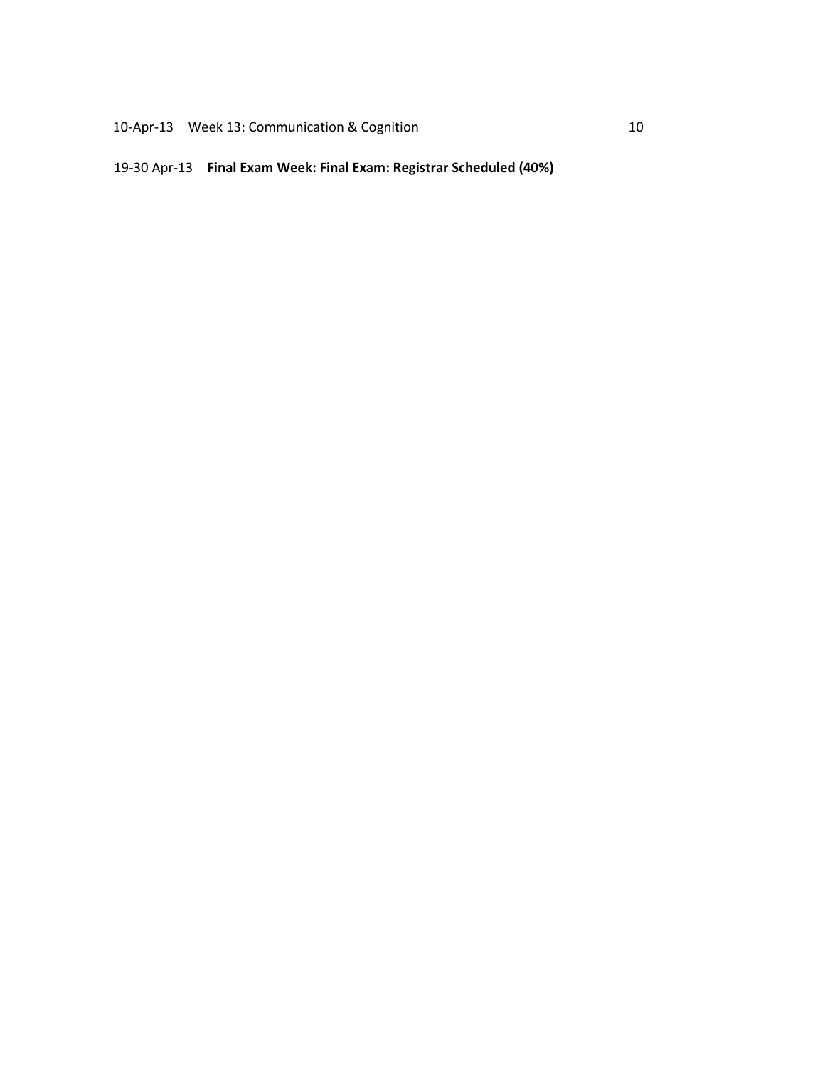| | | |
|---|---|---|
| 10-Apr-13 | Week 13: Communication & Cognition | 10 |
| 19-30 Apr-13 | **Final Exam Week: Final Exam: Registrar Scheduled (40%)** | |